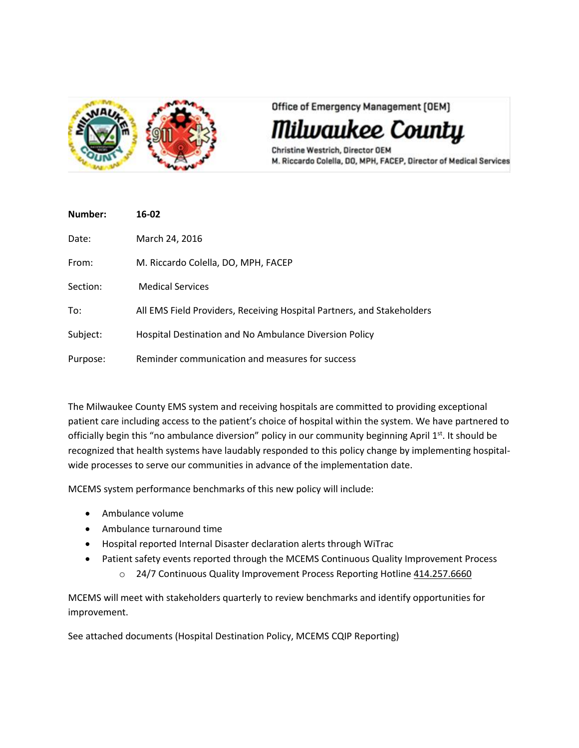Office of Emergency Management (OEM)

# Milwaukee County

Christine Westrich, Director OEM
M. Riccardo Colella, DO, MPH, FACEP, Director of Medical Services

**Number:** **16-02**

Date: March 24, 2016

From: M. Riccardo Colella, DO, MPH, FACEP

Section: Medical Services

To: All EMS Field Providers, Receiving Hospital Partners, and Stakeholders

Subject: Hospital Destination and No Ambulance Diversion Policy

Purpose: Reminder communication and measures for success

The Milwaukee County EMS system and receiving hospitals are committed to providing exceptional patient care including access to the patient's choice of hospital within the system. We have partnered to officially begin this "no ambulance diversion" policy in our community beginning April 1st. It should be recognized that health systems have laudably responded to this policy change by implementing hospital-wide processes to serve our communities in advance of the implementation date.

MCEMS system performance benchmarks of this new policy will include:

- Ambulance volume
- Ambulance turnaround time
- Hospital reported Internal Disaster declaration alerts through WiTrac
- Patient safety events reported through the MCEMS Continuous Quality Improvement Process
  - 24/7 Continuous Quality Improvement Process Reporting Hotline 414.257.6660

MCEMS will meet with stakeholders quarterly to review benchmarks and identify opportunities for improvement.

See attached documents (Hospital Destination Policy, MCEMS CQIP Reporting)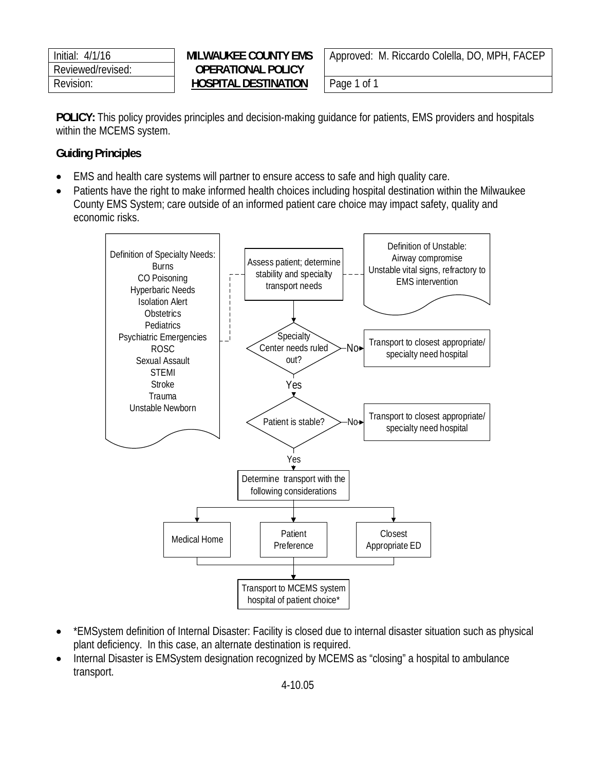| Initial: 4/1/16 | **MILWAUKEE COUNTY EMS OPERATIONAL POLICY HOSPITAL DESTINATION** | Approved: M. Riccardo Colella, DO, MPH, FACEP |
|---|---|---|
| Reviewed/revised: | | |
| Revision: | | Page 1 of 1 |

**POLICY:** This policy provides principles and decision-making guidance for patients, EMS providers and hospitals within the MCEMS system.

**Guiding Principles**

- EMS and health care systems will partner to ensure access to safe and high quality care.
- Patients have the right to make informed health choices including hospital destination within the Milwaukee County EMS System; care outside of an informed patient care choice may impact safety, quality and economic risks.

Definition of Specialty Needs:
Burns
CO Poisoning
Hyperbaric Needs
Isolation Alert
Obstetrics
Pediatrics
Psychiatric Emergencies
ROSC
Sexual Assault
STEMI
Stroke
Trauma
Unstable Newborn

Definition of Unstable:
Airway compromise
Unstable vital signs, refractory to EMS intervention

Assess patient; determine stability and specialty transport needs

Specialty Center needs ruled out?
- No → Transport to closest appropriate/ specialty need hospital
- Yes ↓

Patient is stable?
- No → Transport to closest appropriate/ specialty need hospital
- Yes ↓

Determine transport with the following considerations:
- Medical Home
- Patient Preference
- Closest Appropriate ED

↓

Transport to MCEMS system hospital of patient choice*

- *EMSystem definition of Internal Disaster: Facility is closed due to internal disaster situation such as physical plant deficiency. In this case, an alternate destination is required.
- Internal Disaster is EMSystem designation recognized by MCEMS as "closing" a hospital to ambulance transport.

4-10.05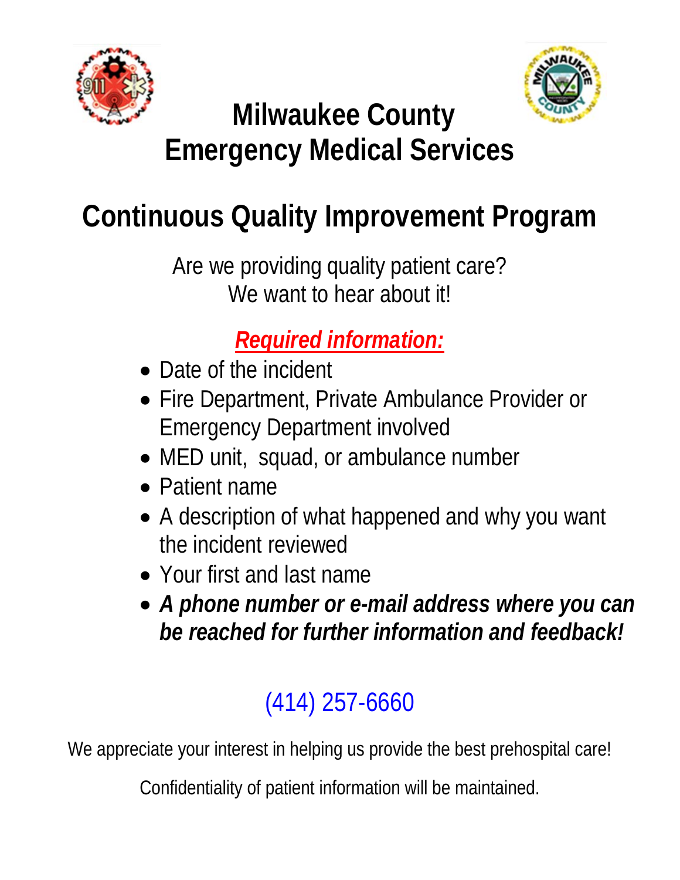# Milwaukee County
# Emergency Medical Services

## Continuous Quality Improvement Program

Are we providing quality patient care?
We want to hear about it!

***Required information:***

- Date of the incident
- Fire Department, Private Ambulance Provider or Emergency Department involved
- MED unit, squad, or ambulance number
- Patient name
- A description of what happened and why you want the incident reviewed
- Your first and last name
- ***A phone number or e-mail address where you can be reached for further information and feedback!***

(414) 257-6660

We appreciate your interest in helping us provide the best prehospital care!

Confidentiality of patient information will be maintained.